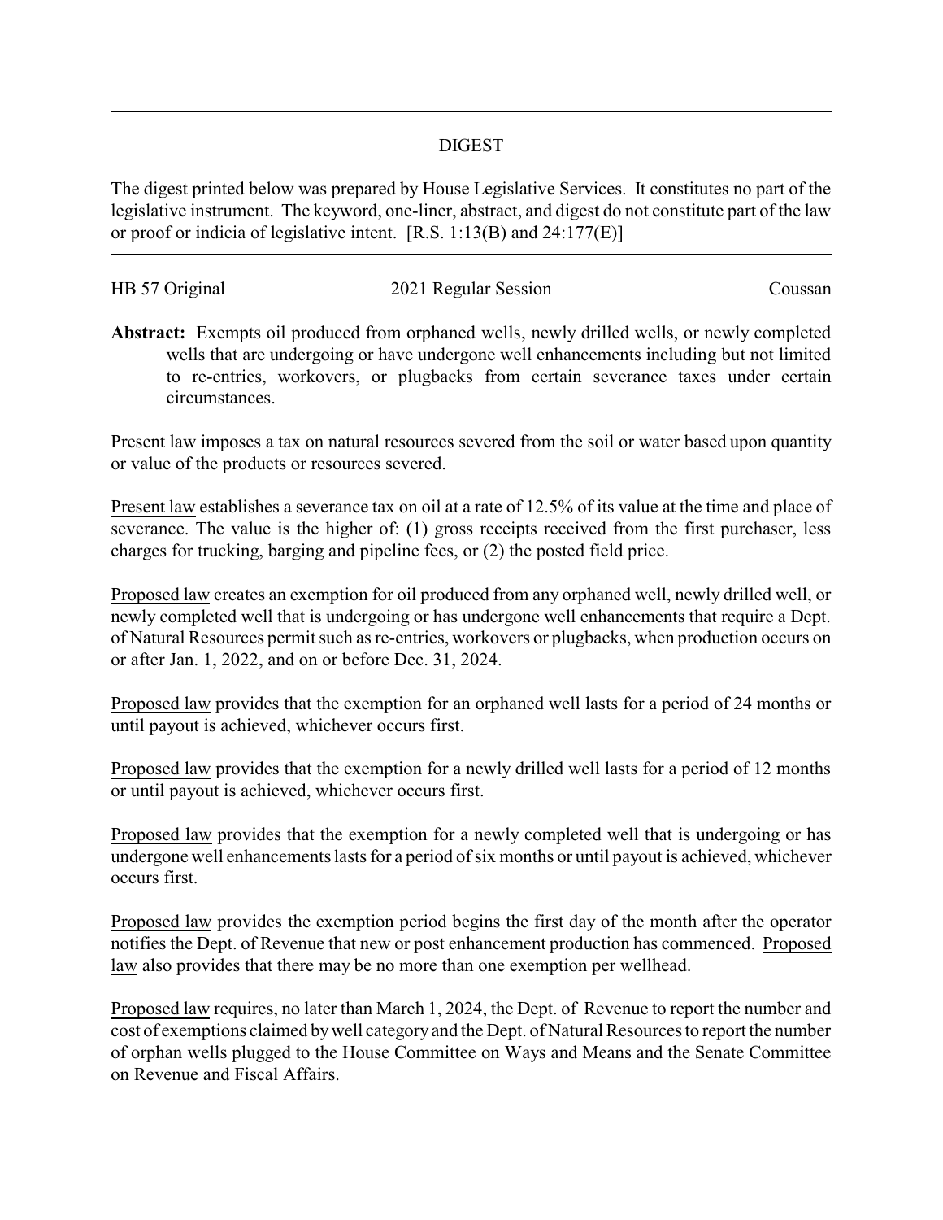## DIGEST

The digest printed below was prepared by House Legislative Services. It constitutes no part of the legislative instrument. The keyword, one-liner, abstract, and digest do not constitute part of the law or proof or indicia of legislative intent. [R.S. 1:13(B) and 24:177(E)]

---

HB 57 Original | 2021 Regular Session | Coussan

**Abstract:** Exempts oil produced from orphaned wells, newly drilled wells, or newly completed wells that are undergoing or have undergone well enhancements including but not limited to re-entries, workovers, or plugbacks from certain severance taxes under certain circumstances.

<u>Present law</u> imposes a tax on natural resources severed from the soil or water based upon quantity or value of the products or resources severed.

<u>Present law</u> establishes a severance tax on oil at a rate of 12.5% of its value at the time and place of severance. The value is the higher of: (1) gross receipts received from the first purchaser, less charges for trucking, barging and pipeline fees, or (2) the posted field price.

<u>Proposed law</u> creates an exemption for oil produced from any orphaned well, newly drilled well, or newly completed well that is undergoing or has undergone well enhancements that require a Dept. of Natural Resources permit such as re-entries, workovers or plugbacks, when production occurs on or after Jan. 1, 2022, and on or before Dec. 31, 2024.

<u>Proposed law</u> provides that the exemption for an orphaned well lasts for a period of 24 months or until payout is achieved, whichever occurs first.

<u>Proposed law</u> provides that the exemption for a newly drilled well lasts for a period of 12 months or until payout is achieved, whichever occurs first.

<u>Proposed law</u> provides that the exemption for a newly completed well that is undergoing or has undergone well enhancements lasts for a period of six months or until payout is achieved, whichever occurs first.

<u>Proposed law</u> provides the exemption period begins the first day of the month after the operator notifies the Dept. of Revenue that new or post enhancement production has commenced. <u>Proposed law</u> also provides that there may be no more than one exemption per wellhead.

<u>Proposed law</u> requires, no later than March 1, 2024, the Dept. of Revenue to report the number and cost of exemptions claimed by well category and the Dept. of Natural Resources to report the number of orphan wells plugged to the House Committee on Ways and Means and the Senate Committee on Revenue and Fiscal Affairs.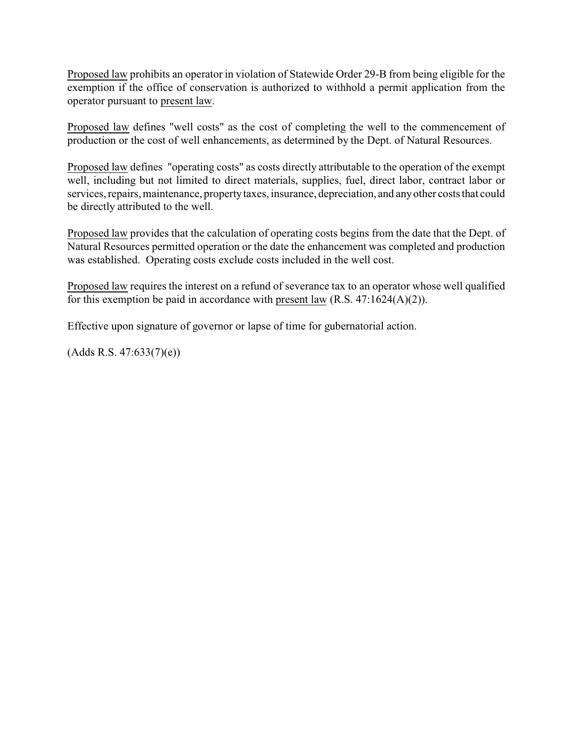Proposed law prohibits an operator in violation of Statewide Order 29-B from being eligible for the exemption if the office of conservation is authorized to withhold a permit application from the operator pursuant to present law.

Proposed law defines "well costs" as the cost of completing the well to the commencement of production or the cost of well enhancements, as determined by the Dept. of Natural Resources.

Proposed law defines "operating costs" as costs directly attributable to the operation of the exempt well, including but not limited to direct materials, supplies, fuel, direct labor, contract labor or services, repairs, maintenance, property taxes, insurance, depreciation, and any other costs that could be directly attributed to the well.

Proposed law provides that the calculation of operating costs begins from the date that the Dept. of Natural Resources permitted operation or the date the enhancement was completed and production was established. Operating costs exclude costs included in the well cost.

Proposed law requires the interest on a refund of severance tax to an operator whose well qualified for this exemption be paid in accordance with present law (R.S. 47:1624(A)(2)).

Effective upon signature of governor or lapse of time for gubernatorial action.

(Adds R.S. 47:633(7)(e))